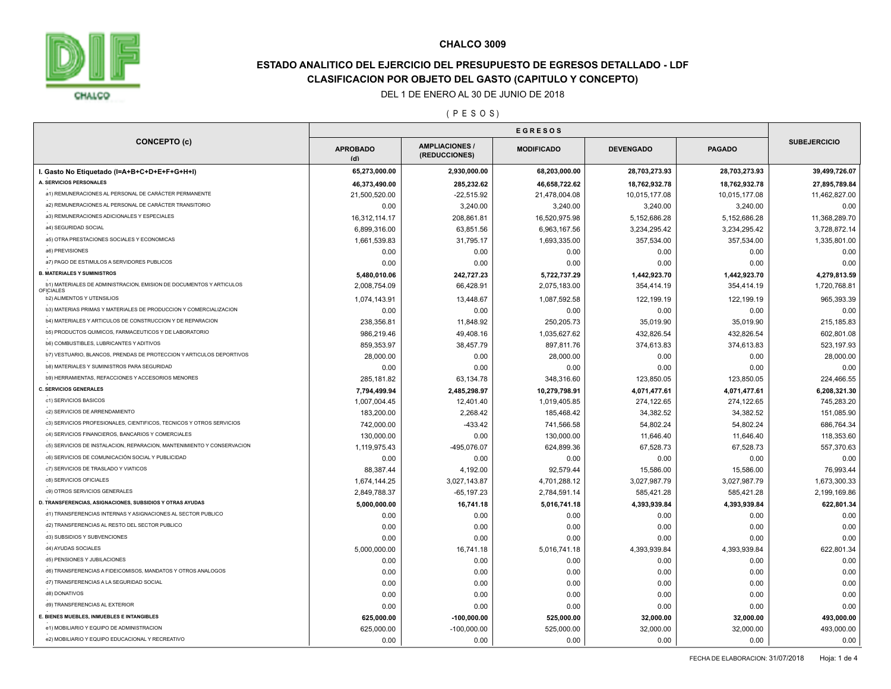# CHALCO 3009

## ESTADO ANALITICO DEL EJERCICIO DEL PRESUPUESTO DE EGRESOS DETALLADO - LDF

## CLASIFICACION POR OBJETO DEL GASTO (CAPITULO Y CONCEPTO)

DEL 1 DE ENERO AL 30 DE JUNIO DE 2018

( P E S O S )

| CONCEPTO (c) | EGRESOS | | | | | SUBEJERCICIO |
|---|---|---|---|---|---|---|
| | APROBADO (d) | AMPLIACIONES / (REDUCCIONES) | MODIFICADO | DEVENGADO | PAGADO | |
| **I. Gasto No Etiquetado (I=A+B+C+D+E+F+G+H+I)** | **65,273,000.00** | **2,930,000.00** | **68,203,000.00** | **28,703,273.93** | **28,703,273.93** | **39,499,726.07** |
| **A. SERVICIOS PERSONALES** | **46,373,490.00** | **285,232.62** | **46,658,722.62** | **18,762,932.78** | **18,762,932.78** | **27,895,789.84** |
| a1) REMUNERACIONES AL PERSONAL DE CARÁCTER PERMANENTE | 21,500,520.00 | -22,515.92 | 21,478,004.08 | 10,015,177.08 | 10,015,177.08 | 11,462,827.00 |
| a2) REMUNERACIONES AL PERSONAL DE CARÁCTER TRANSITORIO | 0.00 | 3,240.00 | 3,240.00 | 3,240.00 | 3,240.00 | 0.00 |
| a3) REMUNERACIONES ADICIONALES Y ESPECIALES | 16,312,114.17 | 208,861.81 | 16,520,975.98 | 5,152,686.28 | 5,152,686.28 | 11,368,289.70 |
| a4) SEGURIDAD SOCIAL | 6,899,316.00 | 63,851.56 | 6,963,167.56 | 3,234,295.42 | 3,234,295.42 | 3,728,872.14 |
| a5) OTRA PRESTACIONES SOCIALES Y ECONOMICAS | 1,661,539.83 | 31,795.17 | 1,693,335.00 | 357,534.00 | 357,534.00 | 1,335,801.00 |
| a6) PREVISIONES | 0.00 | 0.00 | 0.00 | 0.00 | 0.00 | 0.00 |
| a7) PAGO DE ESTIMULOS A SERVIDORES PUBLICOS | 0.00 | 0.00 | 0.00 | 0.00 | 0.00 | 0.00 |
| **B. MATERIALES Y SUMINISTROS** | **5,480,010.06** | **242,727.23** | **5,722,737.29** | **1,442,923.70** | **1,442,923.70** | **4,279,813.59** |
| b1) MATERIALES DE ADMINISTRACION, EMISION DE DOCUMENTOS Y ARTICULOS OFICIALES | 2,008,754.09 | 66,428.91 | 2,075,183.00 | 354,414.19 | 354,414.19 | 1,720,768.81 |
| b2) ALIMENTOS Y UTENSILIOS | 1,074,143.91 | 13,448.67 | 1,087,592.58 | 122,199.19 | 122,199.19 | 965,393.39 |
| b3) MATERIAS PRIMAS Y MATERIALES DE PRODUCCION Y COMERCIALIZACION | 0.00 | 0.00 | 0.00 | 0.00 | 0.00 | 0.00 |
| b4) MATERIALES Y ARTICULOS DE CONSTRUCCION Y DE REPARACION | 238,356.81 | 11,848.92 | 250,205.73 | 35,019.90 | 35,019.90 | 215,185.83 |
| b5) PRODUCTOS QUIMICOS, FARMACEUTICOS Y DE LABORATORIO | 986,219.46 | 49,408.16 | 1,035,627.62 | 432,826.54 | 432,826.54 | 602,801.08 |
| b6) COMBUSTIBLES, LUBRICANTES Y ADITIVOS | 859,353.97 | 38,457.79 | 897,811.76 | 374,613.83 | 374,613.83 | 523,197.93 |
| b7) VESTUARIO, BLANCOS, PRENDAS DE PROTECCION Y ARTICULOS DEPORTIVOS | 28,000.00 | 0.00 | 28,000.00 | 0.00 | 0.00 | 28,000.00 |
| b8) MATERIALES Y SUMINISTROS PARA SEGURIDAD | 0.00 | 0.00 | 0.00 | 0.00 | 0.00 | 0.00 |
| b9) HERRAMIENTAS, REFACCIONES Y ACCESORIOS MENORES | 285,181.82 | 63,134.78 | 348,316.60 | 123,850.05 | 123,850.05 | 224,466.55 |
| **C. SERVICIOS GENERALES** | **7,794,499.94** | **2,485,298.97** | **10,279,798.91** | **4,071,477.61** | **4,071,477.61** | **6,208,321.30** |
| c1) SERVICIOS BASICOS | 1,007,004.45 | 12,401.40 | 1,019,405.85 | 274,122.65 | 274,122.65 | 745,283.20 |
| c2) SERVICIOS DE ARRENDAMIENTO | 183,200.00 | 2,268.42 | 185,468.42 | 34,382.52 | 34,382.52 | 151,085.90 |
| c3) SERVICIOS PROFESIONALES, CIENTIFICOS, TECNICOS Y OTROS SERVICIOS | 742,000.00 | -433.42 | 741,566.58 | 54,802.24 | 54,802.24 | 686,764.34 |
| c4) SERVICIOS FINANCIEROS, BANCARIOS Y COMERCIALES | 130,000.00 | 0.00 | 130,000.00 | 11,646.40 | 11,646.40 | 118,353.60 |
| c5) SERVICIOS DE INSTALACION, REPARACION, MANTENIMIENTO Y CONSERVACION | 1,119,975.43 | -495,076.07 | 624,899.36 | 67,528.73 | 67,528.73 | 557,370.63 |
| c6) SERVICIOS DE COMUNICACIÓN SOCIAL Y PUBLICIDAD | 0.00 | 0.00 | 0.00 | 0.00 | 0.00 | 0.00 |
| c7) SERVICIOS DE TRASLADO Y VIATICOS | 88,387.44 | 4,192.00 | 92,579.44 | 15,586.00 | 15,586.00 | 76,993.44 |
| c8) SERVICIOS OFICIALES | 1,674,144.25 | 3,027,143.87 | 4,701,288.12 | 3,027,987.79 | 3,027,987.79 | 1,673,300.33 |
| c9) OTROS SERVICIOS GENERALES | 2,849,788.37 | -65,197.23 | 2,784,591.14 | 585,421.28 | 585,421.28 | 2,199,169.86 |
| **D. TRANSFERENCIAS, ASIGNACIONES, SUBSIDIOS Y OTRAS AYUDAS** | **5,000,000.00** | **16,741.18** | **5,016,741.18** | **4,393,939.84** | **4,393,939.84** | **622,801.34** |
| d1) TRANSFERENCIAS INTERNAS Y ASIGNACIONES AL SECTOR PUBLICO | 0.00 | 0.00 | 0.00 | 0.00 | 0.00 | 0.00 |
| d2) TRANSFERENCIAS AL RESTO DEL SECTOR PUBLICO | 0.00 | 0.00 | 0.00 | 0.00 | 0.00 | 0.00 |
| d3) SUBSIDIOS Y SUBVENCIONES | 0.00 | 0.00 | 0.00 | 0.00 | 0.00 | 0.00 |
| d4) AYUDAS SOCIALES | 5,000,000.00 | 16,741.18 | 5,016,741.18 | 4,393,939.84 | 4,393,939.84 | 622,801.34 |
| d5) PENSIONES Y JUBILACIONES | 0.00 | 0.00 | 0.00 | 0.00 | 0.00 | 0.00 |
| d6) TRANSFERENCIAS A FIDEICOMISOS, MANDATOS Y OTROS ANALOGOS | 0.00 | 0.00 | 0.00 | 0.00 | 0.00 | 0.00 |
| d7) TRANSFERENCIAS A LA SEGURIDAD SOCIAL | 0.00 | 0.00 | 0.00 | 0.00 | 0.00 | 0.00 |
| d8) DONATIVOS | 0.00 | 0.00 | 0.00 | 0.00 | 0.00 | 0.00 |
| d9) TRANSFERENCIAS AL EXTERIOR | 0.00 | 0.00 | 0.00 | 0.00 | 0.00 | 0.00 |
| **E. BIENES MUEBLES, INMUEBLES E INTANGIBLES** | **625,000.00** | **-100,000.00** | **525,000.00** | **32,000.00** | **32,000.00** | **493,000.00** |
| e1) MOBILIARIO Y EQUIPO DE ADMINISTRACION | 625,000.00 | -100,000.00 | 525,000.00 | 32,000.00 | 32,000.00 | 493,000.00 |
| e2) MOBILIARIO Y EQUIPO EDUCACIONAL Y RECREATIVO | 0.00 | 0.00 | 0.00 | 0.00 | 0.00 | 0.00 |

FECHA DE ELABORACION: 31/07/2018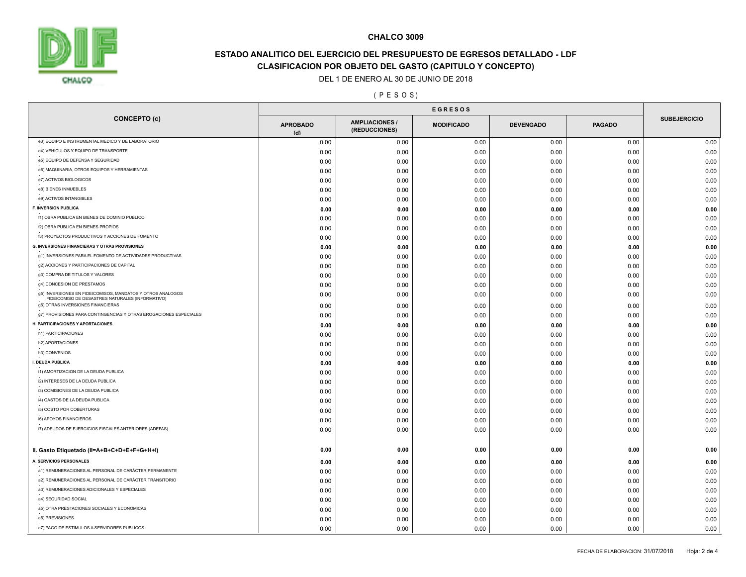# CHALCO 3009

## ESTADO ANALITICO DEL EJERCICIO DEL PRESUPUESTO DE EGRESOS DETALLADO - LDF
## CLASIFICACION POR OBJETO DEL GASTO (CAPITULO Y CONCEPTO)

DEL 1 DE ENERO AL 30 DE JUNIO DE 2018

( P E S O S )

| CONCEPTO (c) | EGRESOS | | | | | SUBEJERCICIO |
|---|---|---|---|---|---|---|
| | APROBADO (d) | AMPLIACIONES / (REDUCCIONES) | MODIFICADO | DEVENGADO | PAGADO | |
| e3) EQUIPO E INSTRUMENTAL MEDICO Y DE LABORATORIO | 0.00 | 0.00 | 0.00 | 0.00 | 0.00 | 0.00 |
| e4) VEHICULOS Y EQUIPO DE TRANSPORTE | 0.00 | 0.00 | 0.00 | 0.00 | 0.00 | 0.00 |
| e5) EQUIPO DE DEFENSA Y SEGURIDAD | 0.00 | 0.00 | 0.00 | 0.00 | 0.00 | 0.00 |
| e6) MAQUINARIA, OTROS EQUIPOS Y HERRAMIENTAS | 0.00 | 0.00 | 0.00 | 0.00 | 0.00 | 0.00 |
| e7) ACTIVOS BIOLOGICOS | 0.00 | 0.00 | 0.00 | 0.00 | 0.00 | 0.00 |
| e8) BIENES INMUEBLES | 0.00 | 0.00 | 0.00 | 0.00 | 0.00 | 0.00 |
| e9) ACTIVOS INTANGIBLES | 0.00 | 0.00 | 0.00 | 0.00 | 0.00 | 0.00 |
| **F. INVERSION PUBLICA** | **0.00** | **0.00** | **0.00** | **0.00** | **0.00** | **0.00** |
| f1) OBRA PUBLICA EN BIENES DE DOMINIO PUBLICO | 0.00 | 0.00 | 0.00 | 0.00 | 0.00 | 0.00 |
| f2) OBRA PUBLICA EN BIENES PROPIOS | 0.00 | 0.00 | 0.00 | 0.00 | 0.00 | 0.00 |
| f3) PROYECTOS PRODUCTIVOS Y ACCIONES DE FOMENTO | 0.00 | 0.00 | 0.00 | 0.00 | 0.00 | 0.00 |
| **G. INVERSIONES FINANCIERAS Y OTRAS PROVISIONES** | **0.00** | **0.00** | **0.00** | **0.00** | **0.00** | **0.00** |
| g1) INVERSIONES PARA EL FOMENTO DE ACTIVIDADES PRODUCTIVAS | 0.00 | 0.00 | 0.00 | 0.00 | 0.00 | 0.00 |
| g2) ACCIONES Y PARTICIPACIONES DE CAPITAL | 0.00 | 0.00 | 0.00 | 0.00 | 0.00 | 0.00 |
| g3) COMPRA DE TITULOS Y VALORES | 0.00 | 0.00 | 0.00 | 0.00 | 0.00 | 0.00 |
| g4) CONCESION DE PRESTAMOS | 0.00 | 0.00 | 0.00 | 0.00 | 0.00 | 0.00 |
| g5) INVERSIONES EN FIDEICOMISOS, MANDATOS Y OTROS ANALOGOS FIDEICOMISO DE DESASTRES NATURALES (INFORMATIVO) | 0.00 | 0.00 | 0.00 | 0.00 | 0.00 | 0.00 |
| g6) OTRAS INVERSIONES FINANCIERAS | 0.00 | 0.00 | 0.00 | 0.00 | 0.00 | 0.00 |
| g7) PROVISIONES PARA CONTINGENCIAS Y OTRAS EROGACIONES ESPECIALES | 0.00 | 0.00 | 0.00 | 0.00 | 0.00 | 0.00 |
| **H. PARTICIPACIONES Y APORTACIONES** | **0.00** | **0.00** | **0.00** | **0.00** | **0.00** | **0.00** |
| h1) PARTICIPACIONES | 0.00 | 0.00 | 0.00 | 0.00 | 0.00 | 0.00 |
| h2) APORTACIONES | 0.00 | 0.00 | 0.00 | 0.00 | 0.00 | 0.00 |
| h3) CONVENIOS | 0.00 | 0.00 | 0.00 | 0.00 | 0.00 | 0.00 |
| **I. DEUDA PUBLICA** | **0.00** | **0.00** | **0.00** | **0.00** | **0.00** | **0.00** |
| i1) AMORTIZACION DE LA DEUDA PUBLICA | 0.00 | 0.00 | 0.00 | 0.00 | 0.00 | 0.00 |
| i2) INTERESES DE LA DEUDA PUBLICA | 0.00 | 0.00 | 0.00 | 0.00 | 0.00 | 0.00 |
| i3) COMISIONES DE LA DEUDA PUBLICA | 0.00 | 0.00 | 0.00 | 0.00 | 0.00 | 0.00 |
| i4) GASTOS DE LA DEUDA PUBLICA | 0.00 | 0.00 | 0.00 | 0.00 | 0.00 | 0.00 |
| i5) COSTO POR COBERTURAS | 0.00 | 0.00 | 0.00 | 0.00 | 0.00 | 0.00 |
| i6) APOYOS FINANCIEROS | 0.00 | 0.00 | 0.00 | 0.00 | 0.00 | 0.00 |
| i7) ADEUDOS DE EJERCICIOS FISCALES ANTERIORES (ADEFAS) | 0.00 | 0.00 | 0.00 | 0.00 | 0.00 | 0.00 |
| **II. Gasto Etiquetado (II=A+B+C+D+E+F+G+H+I)** | **0.00** | **0.00** | **0.00** | **0.00** | **0.00** | **0.00** |
| **A. SERVICIOS PERSONALES** | **0.00** | **0.00** | **0.00** | **0.00** | **0.00** | **0.00** |
| a1) REMUNERACIONES AL PERSONAL DE CARÁCTER PERMANENTE | 0.00 | 0.00 | 0.00 | 0.00 | 0.00 | 0.00 |
| a2) REMUNERACIONES AL PERSONAL DE CARÁCTER TRANSITORIO | 0.00 | 0.00 | 0.00 | 0.00 | 0.00 | 0.00 |
| a3) REMUNERACIONES ADICIONALES Y ESPECIALES | 0.00 | 0.00 | 0.00 | 0.00 | 0.00 | 0.00 |
| a4) SEGURIDAD SOCIAL | 0.00 | 0.00 | 0.00 | 0.00 | 0.00 | 0.00 |
| a5) OTRA PRESTACIONES SOCIALES Y ECONOMICAS | 0.00 | 0.00 | 0.00 | 0.00 | 0.00 | 0.00 |
| a6) PREVISIONES | 0.00 | 0.00 | 0.00 | 0.00 | 0.00 | 0.00 |
| a7) PAGO DE ESTIMULOS A SERVIDORES PUBLICOS | 0.00 | 0.00 | 0.00 | 0.00 | 0.00 | 0.00 |

FECHA DE ELABORACION: 31/07/2018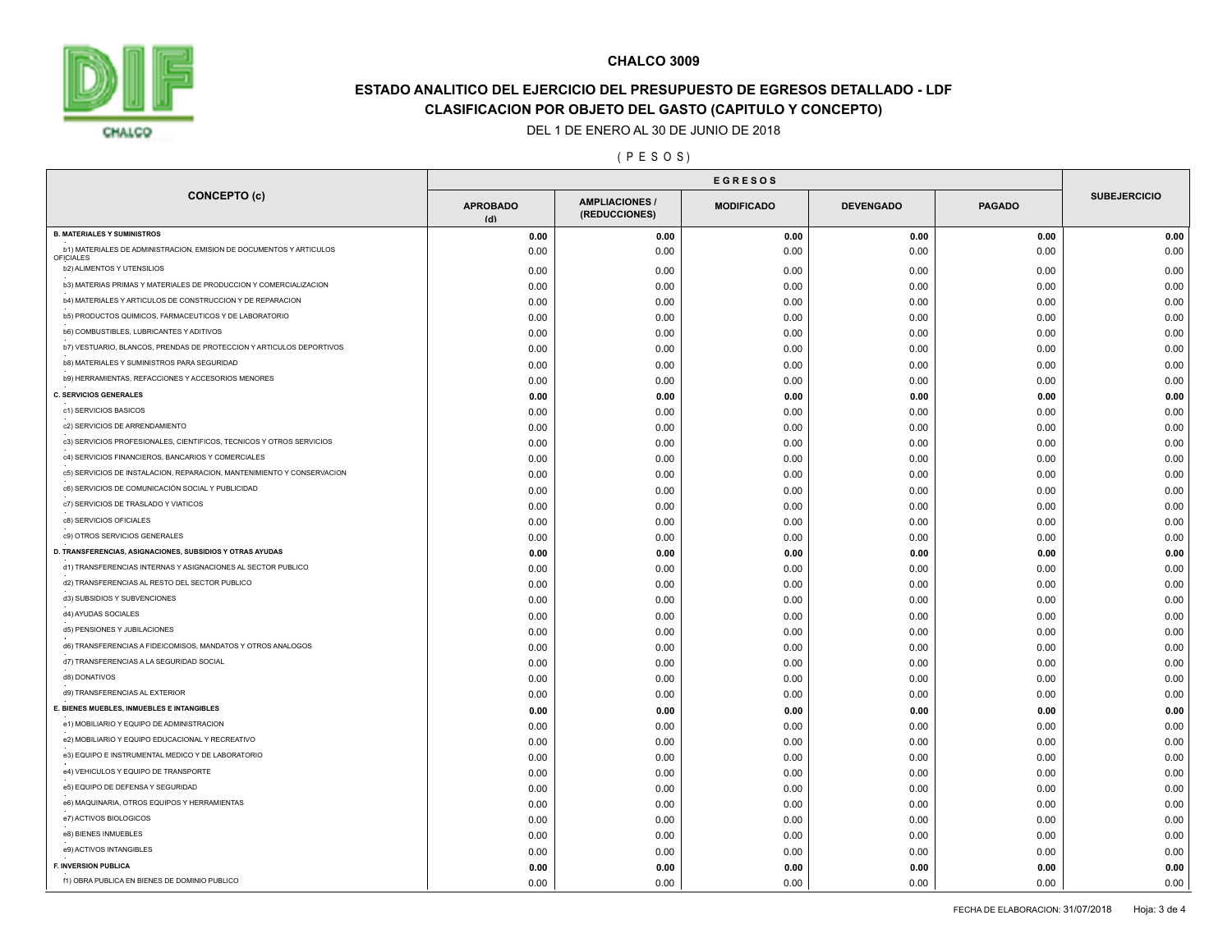# CHALCO 3009

## ESTADO ANALITICO DEL EJERCICIO DEL PRESUPUESTO DE EGRESOS DETALLADO - LDF

## CLASIFICACION POR OBJETO DEL GASTO (CAPITULO Y CONCEPTO)

DEL 1 DE ENERO AL 30 DE JUNIO DE 2018

( P E S O S )

| CONCEPTO (c) | EGRESOS | | | | | SUBEJERCICIO |
|---|---|---|---|---|---|---|
| | APROBADO (d) | AMPLIACIONES / (REDUCCIONES) | MODIFICADO | DEVENGADO | PAGADO | |
| **B. MATERIALES Y SUMINISTROS** | **0.00** | **0.00** | **0.00** | **0.00** | **0.00** | **0.00** |
| b1) MATERIALES DE ADMINISTRACION, EMISION DE DOCUMENTOS Y ARTICULOS OFICIALES | 0.00 | 0.00 | 0.00 | 0.00 | 0.00 | 0.00 |
| b2) ALIMENTOS Y UTENSILIOS | 0.00 | 0.00 | 0.00 | 0.00 | 0.00 | 0.00 |
| b3) MATERIAS PRIMAS Y MATERIALES DE PRODUCCION Y COMERCIALIZACION | 0.00 | 0.00 | 0.00 | 0.00 | 0.00 | 0.00 |
| b4) MATERIALES Y ARTICULOS DE CONSTRUCCION Y DE REPARACION | 0.00 | 0.00 | 0.00 | 0.00 | 0.00 | 0.00 |
| b5) PRODUCTOS QUIMICOS, FARMACEUTICOS Y DE LABORATORIO | 0.00 | 0.00 | 0.00 | 0.00 | 0.00 | 0.00 |
| b6) COMBUSTIBLES, LUBRICANTES Y ADITIVOS | 0.00 | 0.00 | 0.00 | 0.00 | 0.00 | 0.00 |
| b7) VESTUARIO, BLANCOS, PRENDAS DE PROTECCION Y ARTICULOS DEPORTIVOS | 0.00 | 0.00 | 0.00 | 0.00 | 0.00 | 0.00 |
| b8) MATERIALES Y SUMINISTROS PARA SEGURIDAD | 0.00 | 0.00 | 0.00 | 0.00 | 0.00 | 0.00 |
| b9) HERRAMIENTAS, REFACCIONES Y ACCESORIOS MENORES | 0.00 | 0.00 | 0.00 | 0.00 | 0.00 | 0.00 |
| **C. SERVICIOS GENERALES** | **0.00** | **0.00** | **0.00** | **0.00** | **0.00** | **0.00** |
| c1) SERVICIOS BASICOS | 0.00 | 0.00 | 0.00 | 0.00 | 0.00 | 0.00 |
| c2) SERVICIOS DE ARRENDAMIENTO | 0.00 | 0.00 | 0.00 | 0.00 | 0.00 | 0.00 |
| c3) SERVICIOS PROFESIONALES, CIENTIFICOS, TECNICOS Y OTROS SERVICIOS | 0.00 | 0.00 | 0.00 | 0.00 | 0.00 | 0.00 |
| c4) SERVICIOS FINANCIEROS, BANCARIOS Y COMERCIALES | 0.00 | 0.00 | 0.00 | 0.00 | 0.00 | 0.00 |
| c5) SERVICIOS DE INSTALACION, REPARACION, MANTENIMIENTO Y CONSERVACION | 0.00 | 0.00 | 0.00 | 0.00 | 0.00 | 0.00 |
| c6) SERVICIOS DE COMUNICACIÓN SOCIAL Y PUBLICIDAD | 0.00 | 0.00 | 0.00 | 0.00 | 0.00 | 0.00 |
| c7) SERVICIOS DE TRASLADO Y VIATICOS | 0.00 | 0.00 | 0.00 | 0.00 | 0.00 | 0.00 |
| c8) SERVICIOS OFICIALES | 0.00 | 0.00 | 0.00 | 0.00 | 0.00 | 0.00 |
| c9) OTROS SERVICIOS GENERALES | 0.00 | 0.00 | 0.00 | 0.00 | 0.00 | 0.00 |
| **D. TRANSFERENCIAS, ASIGNACIONES, SUBSIDIOS Y OTRAS AYUDAS** | **0.00** | **0.00** | **0.00** | **0.00** | **0.00** | **0.00** |
| d1) TRANSFERENCIAS INTERNAS Y ASIGNACIONES AL SECTOR PUBLICO | 0.00 | 0.00 | 0.00 | 0.00 | 0.00 | 0.00 |
| d2) TRANSFERENCIAS AL RESTO DEL SECTOR PUBLICO | 0.00 | 0.00 | 0.00 | 0.00 | 0.00 | 0.00 |
| d3) SUBSIDIOS Y SUBVENCIONES | 0.00 | 0.00 | 0.00 | 0.00 | 0.00 | 0.00 |
| d4) AYUDAS SOCIALES | 0.00 | 0.00 | 0.00 | 0.00 | 0.00 | 0.00 |
| d5) PENSIONES Y JUBILACIONES | 0.00 | 0.00 | 0.00 | 0.00 | 0.00 | 0.00 |
| d6) TRANSFERENCIAS A FIDEICOMISOS, MANDATOS Y OTROS ANALOGOS | 0.00 | 0.00 | 0.00 | 0.00 | 0.00 | 0.00 |
| d7) TRANSFERENCIAS A LA SEGURIDAD SOCIAL | 0.00 | 0.00 | 0.00 | 0.00 | 0.00 | 0.00 |
| d8) DONATIVOS | 0.00 | 0.00 | 0.00 | 0.00 | 0.00 | 0.00 |
| d9) TRANSFERENCIAS AL EXTERIOR | 0.00 | 0.00 | 0.00 | 0.00 | 0.00 | 0.00 |
| **E. BIENES MUEBLES, INMUEBLES E INTANGIBLES** | **0.00** | **0.00** | **0.00** | **0.00** | **0.00** | **0.00** |
| e1) MOBILIARIO Y EQUIPO DE ADMINISTRACION | 0.00 | 0.00 | 0.00 | 0.00 | 0.00 | 0.00 |
| e2) MOBILIARIO Y EQUIPO EDUCACIONAL Y RECREATIVO | 0.00 | 0.00 | 0.00 | 0.00 | 0.00 | 0.00 |
| e3) EQUIPO E INSTRUMENTAL MEDICO Y DE LABORATORIO | 0.00 | 0.00 | 0.00 | 0.00 | 0.00 | 0.00 |
| e4) VEHICULOS Y EQUIPO DE TRANSPORTE | 0.00 | 0.00 | 0.00 | 0.00 | 0.00 | 0.00 |
| e5) EQUIPO DE DEFENSA Y SEGURIDAD | 0.00 | 0.00 | 0.00 | 0.00 | 0.00 | 0.00 |
| e6) MAQUINARIA, OTROS EQUIPOS Y HERRAMIENTAS | 0.00 | 0.00 | 0.00 | 0.00 | 0.00 | 0.00 |
| e7) ACTIVOS BIOLOGICOS | 0.00 | 0.00 | 0.00 | 0.00 | 0.00 | 0.00 |
| e8) BIENES INMUEBLES | 0.00 | 0.00 | 0.00 | 0.00 | 0.00 | 0.00 |
| e9) ACTIVOS INTANGIBLES | 0.00 | 0.00 | 0.00 | 0.00 | 0.00 | 0.00 |
| **F. INVERSION PUBLICA** | **0.00** | **0.00** | **0.00** | **0.00** | **0.00** | **0.00** |
| f1) OBRA PUBLICA EN BIENES DE DOMINIO PUBLICO | 0.00 | 0.00 | 0.00 | 0.00 | 0.00 | 0.00 |

FECHA DE ELABORACION: 31/07/2018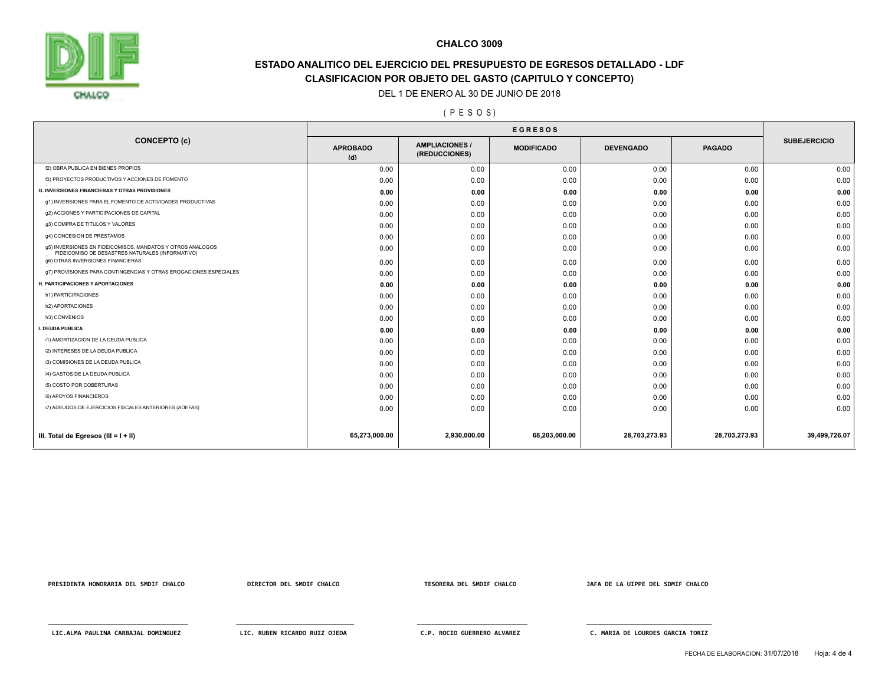# CHALCO 3009

## ESTADO ANALITICO DEL EJERCICIO DEL PRESUPUESTO DE EGRESOS DETALLADO - LDF

## CLASIFICACION POR OBJETO DEL GASTO (CAPITULO Y CONCEPTO)

DEL 1 DE ENERO AL 30 DE JUNIO DE 2018

( P E S O S )

| CONCEPTO (c) | EGRESOS | | | | | SUBEJERCICIO |
|---|---|---|---|---|---|---|
| | APROBADO (d) | AMPLIACIONES / (REDUCCIONES) | MODIFICADO | DEVENGADO | PAGADO | |
| f2) OBRA PUBLICA EN BIENES PROPIOS | 0.00 | 0.00 | 0.00 | 0.00 | 0.00 | 0.00 |
| f3) PROYECTOS PRODUCTIVOS Y ACCIONES DE FOMENTO | 0.00 | 0.00 | 0.00 | 0.00 | 0.00 | 0.00 |
| **G. INVERSIONES FINANCIERAS Y OTRAS PROVISIONES** | **0.00** | **0.00** | **0.00** | **0.00** | **0.00** | **0.00** |
| g1) INVERSIONES PARA EL FOMENTO DE ACTIVIDADES PRODUCTIVAS | 0.00 | 0.00 | 0.00 | 0.00 | 0.00 | 0.00 |
| g2) ACCIONES Y PARTICIPACIONES DE CAPITAL | 0.00 | 0.00 | 0.00 | 0.00 | 0.00 | 0.00 |
| g3) COMPRA DE TITULOS Y VALORES | 0.00 | 0.00 | 0.00 | 0.00 | 0.00 | 0.00 |
| g4) CONCESION DE PRESTAMOS | 0.00 | 0.00 | 0.00 | 0.00 | 0.00 | 0.00 |
| g5) INVERSIONES EN FIDEICOMISOS, MANDATOS Y OTROS ANALOGOS FIDEICOMISO DE DESASTRES NATURALES (INFORMATIVO) | 0.00 | 0.00 | 0.00 | 0.00 | 0.00 | 0.00 |
| g6) OTRAS INVERSIONES FINANCIERAS | 0.00 | 0.00 | 0.00 | 0.00 | 0.00 | 0.00 |
| g7) PROVISIONES PARA CONTINGENCIAS Y OTRAS EROGACIONES ESPECIALES | 0.00 | 0.00 | 0.00 | 0.00 | 0.00 | 0.00 |
| **H. PARTICIPACIONES Y APORTACIONES** | **0.00** | **0.00** | **0.00** | **0.00** | **0.00** | **0.00** |
| h1) PARTICIPACIONES | 0.00 | 0.00 | 0.00 | 0.00 | 0.00 | 0.00 |
| h2) APORTACIONES | 0.00 | 0.00 | 0.00 | 0.00 | 0.00 | 0.00 |
| h3) CONVENIOS | 0.00 | 0.00 | 0.00 | 0.00 | 0.00 | 0.00 |
| **I. DEUDA PUBLICA** | **0.00** | **0.00** | **0.00** | **0.00** | **0.00** | **0.00** |
| i1) AMORTIZACION DE LA DEUDA PUBLICA | 0.00 | 0.00 | 0.00 | 0.00 | 0.00 | 0.00 |
| i2) INTERESES DE LA DEUDA PUBLICA | 0.00 | 0.00 | 0.00 | 0.00 | 0.00 | 0.00 |
| i3) COMISIONES DE LA DEUDA PUBLICA | 0.00 | 0.00 | 0.00 | 0.00 | 0.00 | 0.00 |
| i4) GASTOS DE LA DEUDA PUBLICA | 0.00 | 0.00 | 0.00 | 0.00 | 0.00 | 0.00 |
| i5) COSTO POR COBERTURAS | 0.00 | 0.00 | 0.00 | 0.00 | 0.00 | 0.00 |
| i6) APOYOS FINANCIEROS | 0.00 | 0.00 | 0.00 | 0.00 | 0.00 | 0.00 |
| i7) ADEUDOS DE EJERCICIOS FISCALES ANTERIORES (ADEFAS) | 0.00 | 0.00 | 0.00 | 0.00 | 0.00 | 0.00 |
| **III. Total de Egresos (III = I + II)** | **65,273,000.00** | **2,930,000.00** | **68,203,000.00** | **28,703,273.93** | **28,703,273.93** | **39,499,726.07** |

**PRESIDENTA HONORARIA DEL SMDIF CHALCO** — **LIC.ALMA PAULINA CARBAJAL DOMINGUEZ**

**DIRECTOR DEL SMDIF CHALCO** — **LIC. RUBEN RICARDO RUIZ OJEDA**

**TESORERA DEL SMDIF CHALCO** — **C.P. ROCIO GUERRERO ALVAREZ**

**JAFA DE LA UIPPE DEL SDMIF CHALCO** — **C. MARIA DE LOURDES GARCIA TORIZ**

FECHA DE ELABORACION: 31/07/2018